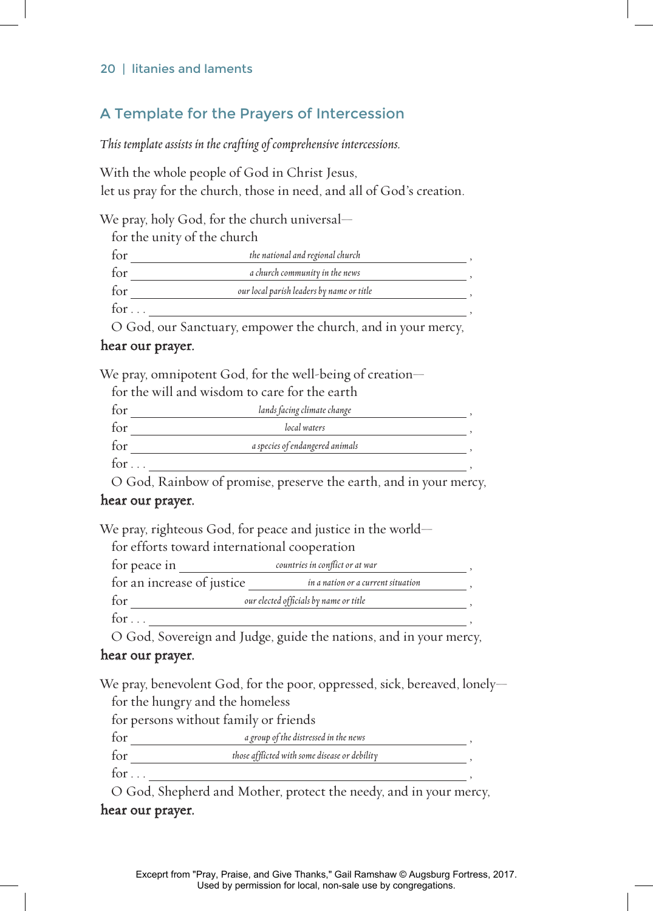## A Template for the Prayers of Intercession

*This template assists in the crafting of comprehensive intercessions.*

With the whole people of God in Christ Jesus,
let us pray for the church, those in need, and all of God's creation.

We pray, holy God, for the church universal—
for the unity of the church
for *the national and regional church*,
for *a church community in the news*,
for *our local parish leaders by name or title*,
for . . . ,
O God, our Sanctuary, empower the church, and in your mercy,
**hear our prayer.**

We pray, omnipotent God, for the well-being of creation—
for the will and wisdom to care for the earth
for *lands facing climate change*,
for *local waters*,
for *a species of endangered animals*,
for . . . ,
O God, Rainbow of promise, preserve the earth, and in your mercy,
**hear our prayer.**

We pray, righteous God, for peace and justice in the world—
for efforts toward international cooperation
for peace in *countries in conflict or at war*,
for an increase of justice *in a nation or a current situation*,
for *our elected officials by name or title*,
for . . . ,
O God, Sovereign and Judge, guide the nations, and in your mercy,
**hear our prayer.**

We pray, benevolent God, for the poor, oppressed, sick, bereaved, lonely—
for the hungry and the homeless
for persons without family or friends
for *a group of the distressed in the news*,
for *those afflicted with some disease or debility*,
for . . . ,
O God, Shepherd and Mother, protect the needy, and in your mercy,
**hear our prayer.**

Excerpt from "Pray, Praise, and Give Thanks," Gail Ramshaw © Augsburg Fortress, 2017.
Used by permission for local, non-sale use by congregations.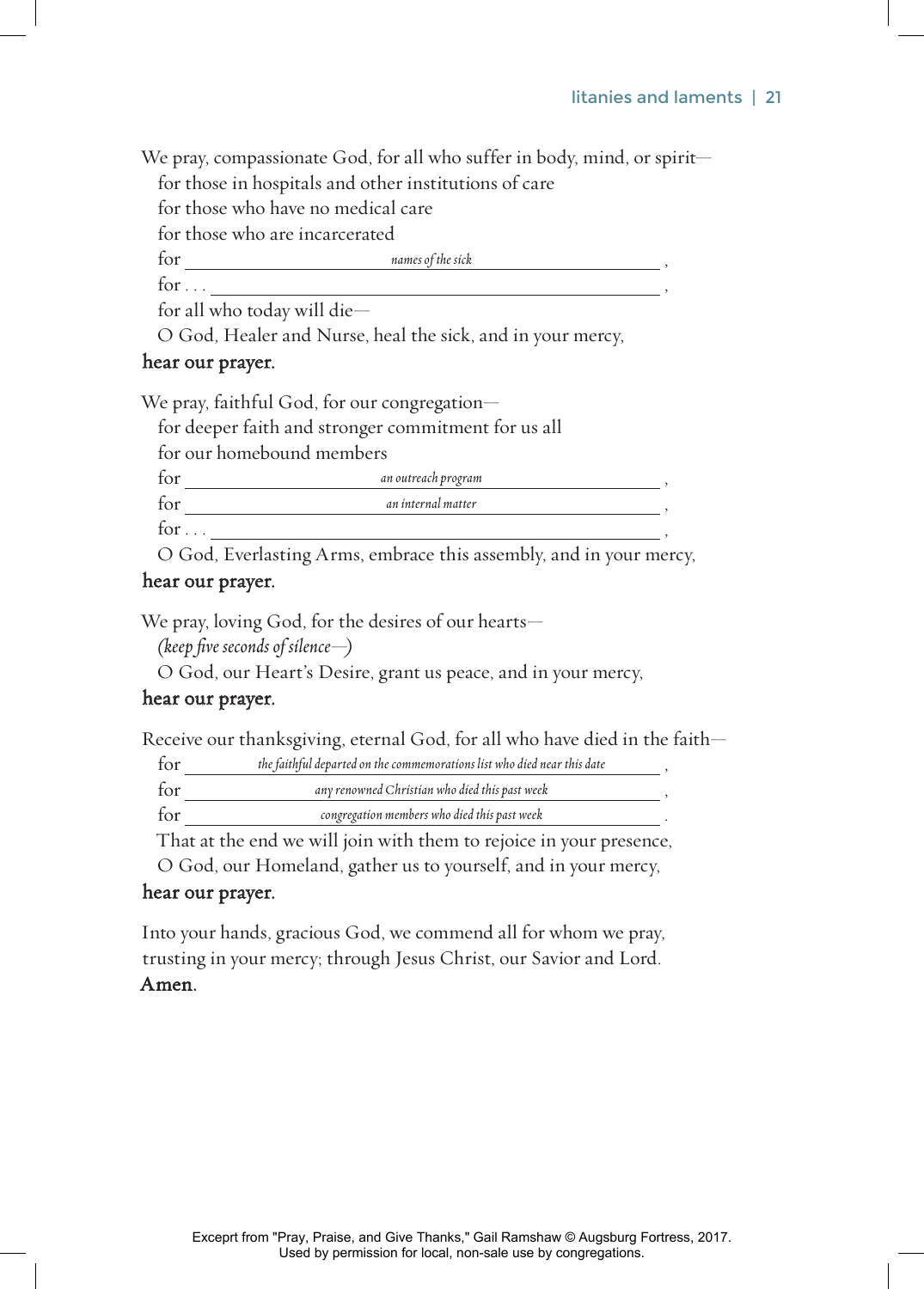We pray, compassionate God, for all who suffer in body, mind, or spirit—
for those in hospitals and other institutions of care
for those who have no medical care
for those who are incarcerated
for ______________ *names of the sick* ______________ ,
for . . . ______________________________ ,
for all who today will die—
O God, Healer and Nurse, heal the sick, and in your mercy,

**hear our prayer.**

We pray, faithful God, for our congregation—
for deeper faith and stronger commitment for us all
for our homebound members
for ______________ *an outreach program* ______________ ,
for ______________ *an internal matter* ______________ ,
for . . . ______________________________ ,
O God, Everlasting Arms, embrace this assembly, and in your mercy,

**hear our prayer.**

We pray, loving God, for the desires of our hearts—
*(keep five seconds of silence—)*
O God, our Heart's Desire, grant us peace, and in your mercy,

**hear our prayer.**

Receive our thanksgiving, eternal God, for all who have died in the faith—
for ______________ *the faithful departed on the commemorations list who died near this date* ______________ ,
for ______________ *any renowned Christian who died this past week* ______________ ,
for ______________ *congregation members who died this past week* ______________ .
That at the end we will join with them to rejoice in your presence,
O God, our Homeland, gather us to yourself, and in your mercy,

**hear our prayer.**

Into your hands, gracious God, we commend all for whom we pray,
trusting in your mercy; through Jesus Christ, our Savior and Lord.

**Amen.**

Excerpt from "Pray, Praise, and Give Thanks," Gail Ramshaw © Augsburg Fortress, 2017.
Used by permission for local, non-sale use by congregations.